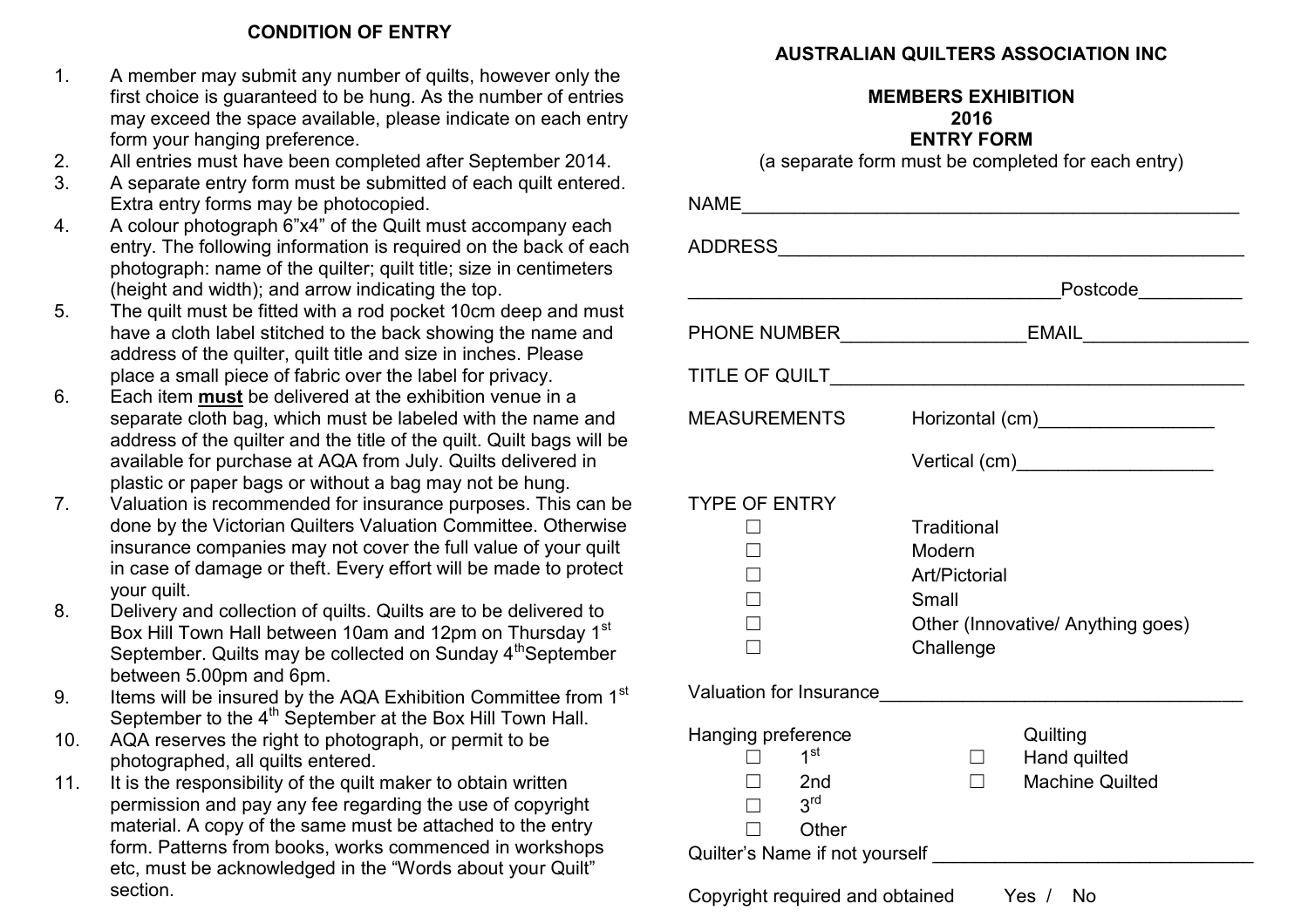## CONDITION OF ENTRY

1. A member may submit any number of quilts, however only the first choice is guaranteed to be hung. As the number of entries may exceed the space available, please indicate on each entry form your hanging preference.
2. All entries must have been completed after September 2014.
3. A separate entry form must be submitted of each quilt entered. Extra entry forms may be photocopied.
4. A colour photograph 6"x4" of the Quilt must accompany each entry. The following information is required on the back of each photograph: name of the quilter; quilt title; size in centimeters (height and width); and arrow indicating the top.
5. The quilt must be fitted with a rod pocket 10cm deep and must have a cloth label stitched to the back showing the name and address of the quilter, quilt title and size in inches. Please place a small piece of fabric over the label for privacy.
6. Each item **must** be delivered at the exhibition venue in a separate cloth bag, which must be labeled with the name and address of the quilter and the title of the quilt. Quilt bags will be available for purchase at AQA from July. Quilts delivered in plastic or paper bags or without a bag may not be hung.
7. Valuation is recommended for insurance purposes. This can be done by the Victorian Quilters Valuation Committee. Otherwise insurance companies may not cover the full value of your quilt in case of damage or theft. Every effort will be made to protect your quilt.
8. Delivery and collection of quilts. Quilts are to be delivered to Box Hill Town Hall between 10am and 12pm on Thursday 1st September. Quilts may be collected on Sunday 4th September between 5.00pm and 6pm.
9. Items will be insured by the AQA Exhibition Committee from 1st September to the 4th September at the Box Hill Town Hall.
10. AQA reserves the right to photograph, or permit to be photographed, all quilts entered.
11. It is the responsibility of the quilt maker to obtain written permission and pay any fee regarding the use of copyright material. A copy of the same must be attached to the entry form. Patterns from books, works commenced in workshops etc, must be acknowledged in the "Words about your Quilt" section.

## AUSTRALIAN QUILTERS ASSOCIATION INC

**MEMBERS EXHIBITION**
**2016**
**ENTRY FORM**

(a separate form must be completed for each entry)

NAME_______________________________________________

ADDRESS____________________________________________

_____________________________________Postcode__________

PHONE NUMBER__________________EMAIL________________

TITLE OF QUILT______________________________________

MEASUREMENTS Horizontal (cm)_________________

Vertical (cm)___________________

TYPE OF ENTRY

- ☐ Traditional
- ☐ Modern
- ☐ Art/Pictorial
- ☐ Small
- ☐ Other (Innovative/ Anything goes)
- ☐ Challenge

Valuation for Insurance___________________________________

Hanging preference

- ☐ 1st
- ☐ 2nd
- ☐ 3rd
- ☐ Other

Quilting

- ☐ Hand quilted
- ☐ Machine Quilted

Quilter's Name if not yourself _______________________________

Copyright required and obtained Yes / No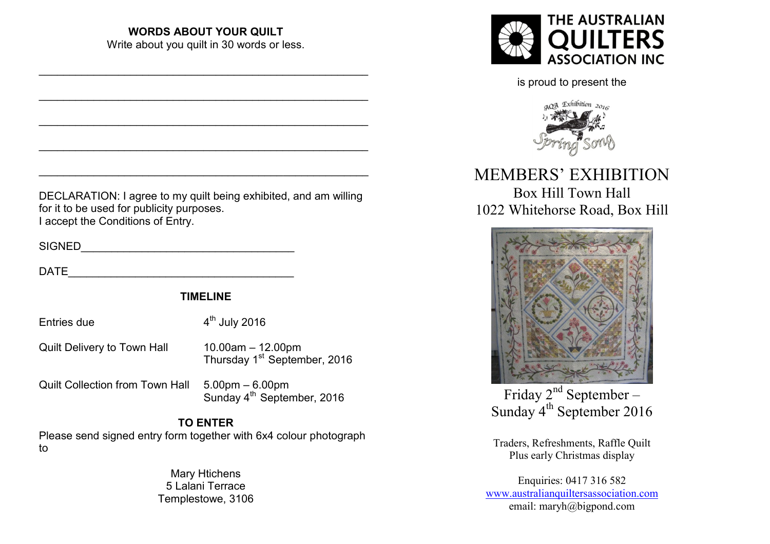## WORDS ABOUT YOUR QUILT

Write about you quilt in 30 words or less.

\_\_\_\_\_\_\_\_\_\_\_\_\_\_\_\_\_\_\_\_\_\_\_\_\_\_\_\_\_\_\_\_\_\_\_\_\_\_\_\_\_\_\_\_\_\_\_\_\_\_\_\_\_\_

\_\_\_\_\_\_\_\_\_\_\_\_\_\_\_\_\_\_\_\_\_\_\_\_\_\_\_\_\_\_\_\_\_\_\_\_\_\_\_\_\_\_\_\_\_\_\_\_\_\_\_\_\_\_

\_\_\_\_\_\_\_\_\_\_\_\_\_\_\_\_\_\_\_\_\_\_\_\_\_\_\_\_\_\_\_\_\_\_\_\_\_\_\_\_\_\_\_\_\_\_\_\_\_\_\_\_\_\_

\_\_\_\_\_\_\_\_\_\_\_\_\_\_\_\_\_\_\_\_\_\_\_\_\_\_\_\_\_\_\_\_\_\_\_\_\_\_\_\_\_\_\_\_\_\_\_\_\_\_\_\_\_\_

\_\_\_\_\_\_\_\_\_\_\_\_\_\_\_\_\_\_\_\_\_\_\_\_\_\_\_\_\_\_\_\_\_\_\_\_\_\_\_\_\_\_\_\_\_\_\_\_\_\_\_\_\_\_

DECLARATION: I agree to my quilt being exhibited, and am willing for it to be used for publicity purposes.
I accept the Conditions of Entry.

SIGNED\_\_\_\_\_\_\_\_\_\_\_\_\_\_\_\_\_\_\_\_\_\_\_\_\_\_\_\_\_\_\_\_\_\_\_\_

DATE\_\_\_\_\_\_\_\_\_\_\_\_\_\_\_\_\_\_\_\_\_\_\_\_\_\_\_\_\_\_\_\_\_\_\_\_\_\_

## TIMELINE

| | |
|---|---|
| Entries due | 4th July 2016 |
| Quilt Delivery to Town Hall | 10.00am – 12.00pm Thursday 1st September, 2016 |
| Quilt Collection from Town Hall | 5.00pm – 6.00pm Sunday 4th September, 2016 |

## TO ENTER

Please send signed entry form together with 6x4 colour photograph to

Mary Htichens
5 Lalani Terrace
Templestowe, 3106

# THE AUSTRALIAN QUILTERS ASSOCIATION INC

is proud to present the

AQA Exhibition 2016
Spring Song

# MEMBERS' EXHIBITION

Box Hill Town Hall
1022 Whitehorse Road, Box Hill

Friday 2nd September – Sunday 4th September 2016

Traders, Refreshments, Raffle Quilt
Plus early Christmas display

Enquiries: 0417 316 582
www.australianquiltersassociation.com
email: maryh@bigpond.com